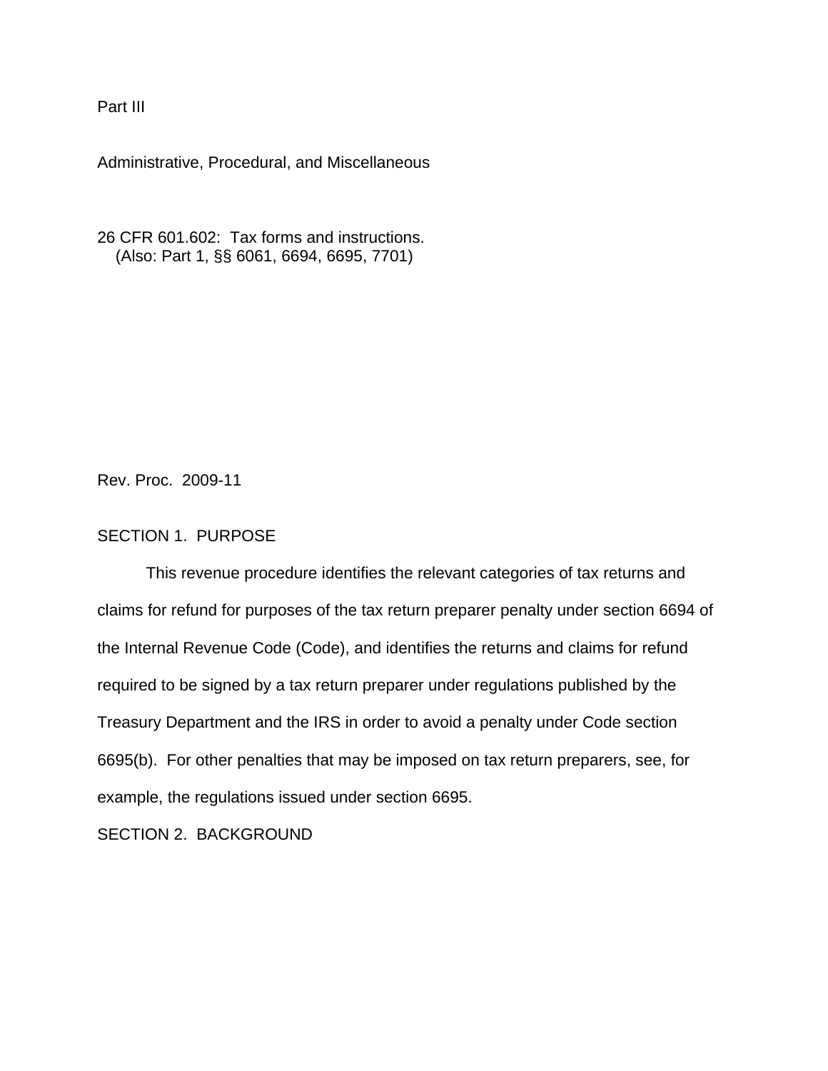Part III

Administrative, Procedural, and Miscellaneous

26 CFR 601.602: Tax forms and instructions.
(Also: Part 1, §§ 6061, 6694, 6695, 7701)

Rev. Proc. 2009-11

## SECTION 1. PURPOSE

This revenue procedure identifies the relevant categories of tax returns and claims for refund for purposes of the tax return preparer penalty under section 6694 of the Internal Revenue Code (Code), and identifies the returns and claims for refund required to be signed by a tax return preparer under regulations published by the Treasury Department and the IRS in order to avoid a penalty under Code section 6695(b). For other penalties that may be imposed on tax return preparers, see, for example, the regulations issued under section 6695.

## SECTION 2. BACKGROUND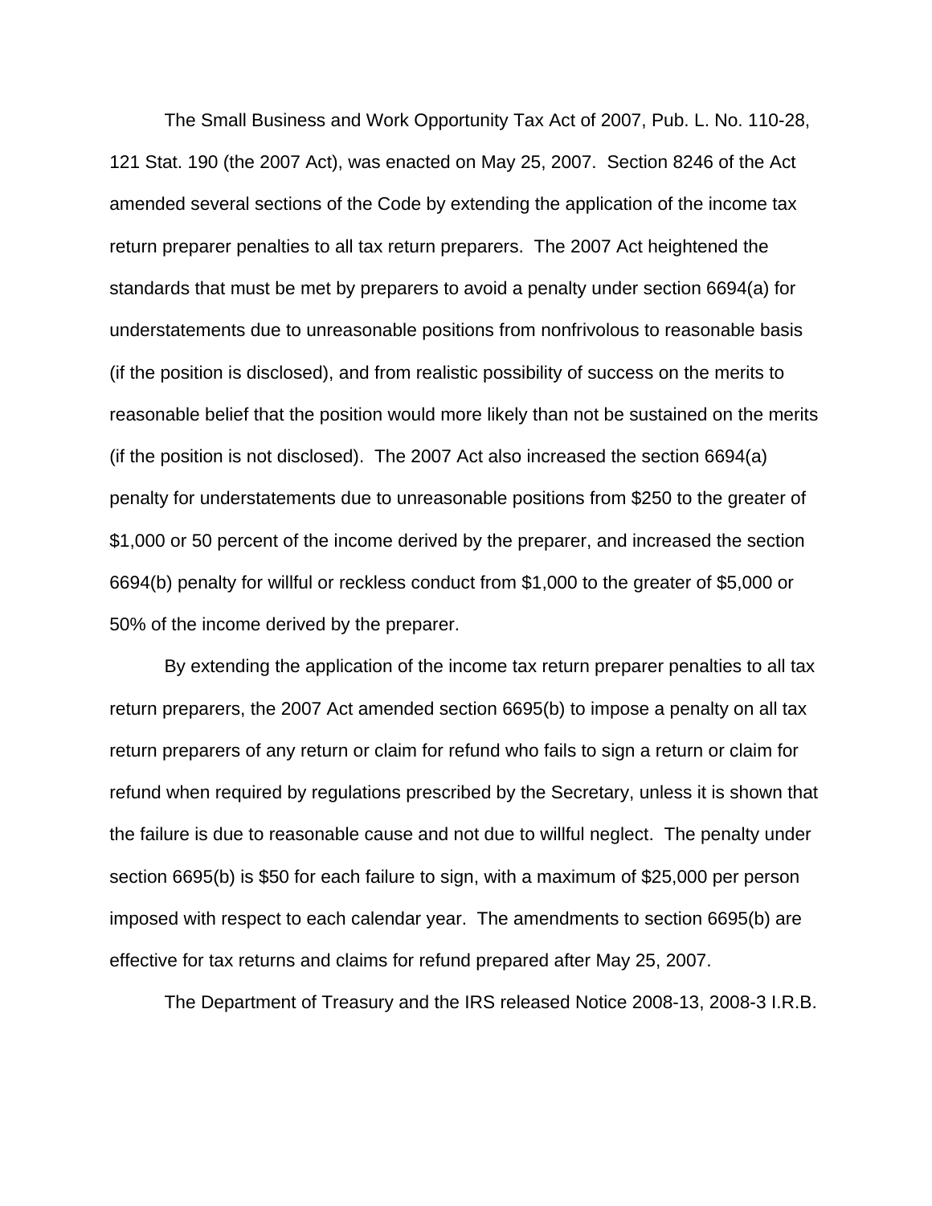The Small Business and Work Opportunity Tax Act of 2007, Pub. L. No. 110-28, 121 Stat. 190 (the 2007 Act), was enacted on May 25, 2007. Section 8246 of the Act amended several sections of the Code by extending the application of the income tax return preparer penalties to all tax return preparers. The 2007 Act heightened the standards that must be met by preparers to avoid a penalty under section 6694(a) for understatements due to unreasonable positions from nonfrivolous to reasonable basis (if the position is disclosed), and from realistic possibility of success on the merits to reasonable belief that the position would more likely than not be sustained on the merits (if the position is not disclosed). The 2007 Act also increased the section 6694(a) penalty for understatements due to unreasonable positions from $250 to the greater of $1,000 or 50 percent of the income derived by the preparer, and increased the section 6694(b) penalty for willful or reckless conduct from $1,000 to the greater of $5,000 or 50% of the income derived by the preparer.

By extending the application of the income tax return preparer penalties to all tax return preparers, the 2007 Act amended section 6695(b) to impose a penalty on all tax return preparers of any return or claim for refund who fails to sign a return or claim for refund when required by regulations prescribed by the Secretary, unless it is shown that the failure is due to reasonable cause and not due to willful neglect. The penalty under section 6695(b) is $50 for each failure to sign, with a maximum of $25,000 per person imposed with respect to each calendar year. The amendments to section 6695(b) are effective for tax returns and claims for refund prepared after May 25, 2007.

The Department of Treasury and the IRS released Notice 2008-13, 2008-3 I.R.B.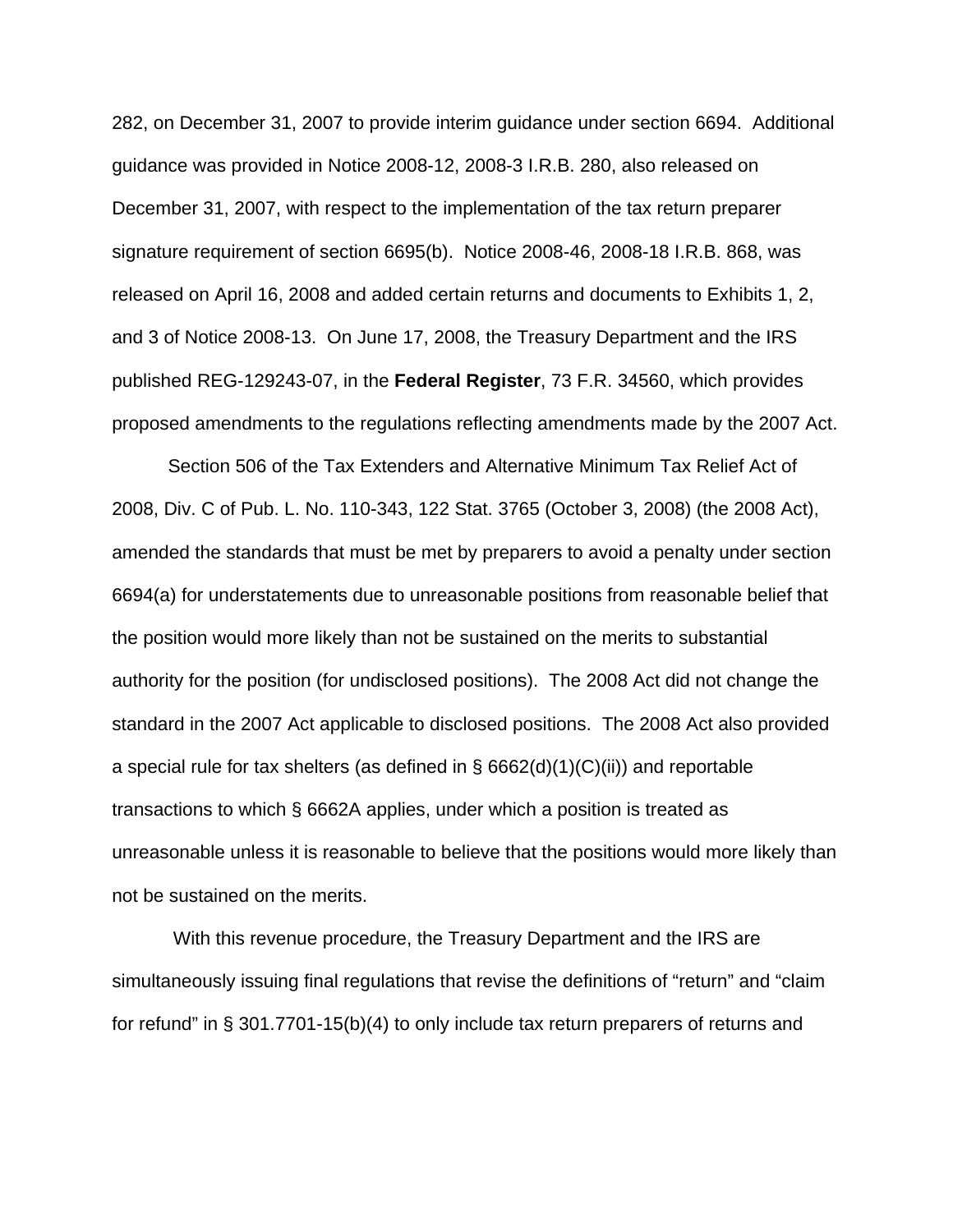282, on December 31, 2007 to provide interim guidance under section 6694. Additional guidance was provided in Notice 2008-12, 2008-3 I.R.B. 280, also released on December 31, 2007, with respect to the implementation of the tax return preparer signature requirement of section 6695(b). Notice 2008-46, 2008-18 I.R.B. 868, was released on April 16, 2008 and added certain returns and documents to Exhibits 1, 2, and 3 of Notice 2008-13. On June 17, 2008, the Treasury Department and the IRS published REG-129243-07, in the **Federal Register**, 73 F.R. 34560, which provides proposed amendments to the regulations reflecting amendments made by the 2007 Act.

Section 506 of the Tax Extenders and Alternative Minimum Tax Relief Act of 2008, Div. C of Pub. L. No. 110-343, 122 Stat. 3765 (October 3, 2008) (the 2008 Act), amended the standards that must be met by preparers to avoid a penalty under section 6694(a) for understatements due to unreasonable positions from reasonable belief that the position would more likely than not be sustained on the merits to substantial authority for the position (for undisclosed positions). The 2008 Act did not change the standard in the 2007 Act applicable to disclosed positions. The 2008 Act also provided a special rule for tax shelters (as defined in § 6662(d)(1)(C)(ii)) and reportable transactions to which § 6662A applies, under which a position is treated as unreasonable unless it is reasonable to believe that the positions would more likely than not be sustained on the merits.

With this revenue procedure, the Treasury Department and the IRS are simultaneously issuing final regulations that revise the definitions of "return" and "claim for refund" in § 301.7701-15(b)(4) to only include tax return preparers of returns and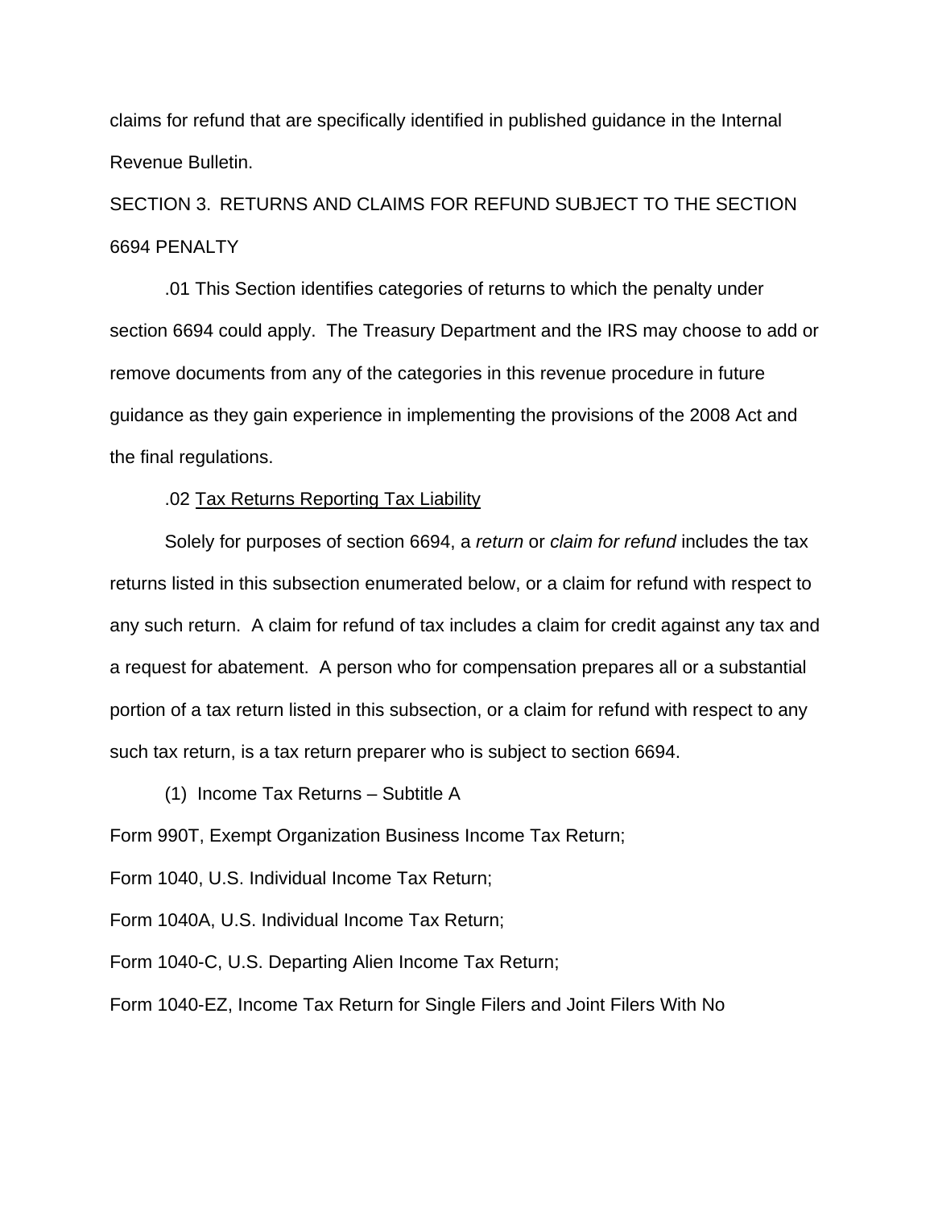claims for refund that are specifically identified in published guidance in the Internal Revenue Bulletin.

## SECTION 3. RETURNS AND CLAIMS FOR REFUND SUBJECT TO THE SECTION 6694 PENALTY

.01 This Section identifies categories of returns to which the penalty under section 6694 could apply. The Treasury Department and the IRS may choose to add or remove documents from any of the categories in this revenue procedure in future guidance as they gain experience in implementing the provisions of the 2008 Act and the final regulations.

.02 Tax Returns Reporting Tax Liability

Solely for purposes of section 6694, a *return* or *claim for refund* includes the tax returns listed in this subsection enumerated below, or a claim for refund with respect to any such return. A claim for refund of tax includes a claim for credit against any tax and a request for abatement. A person who for compensation prepares all or a substantial portion of a tax return listed in this subsection, or a claim for refund with respect to any such tax return, is a tax return preparer who is subject to section 6694.

(1) Income Tax Returns – Subtitle A

Form 990T, Exempt Organization Business Income Tax Return;

Form 1040, U.S. Individual Income Tax Return;

Form 1040A, U.S. Individual Income Tax Return;

Form 1040-C, U.S. Departing Alien Income Tax Return;

Form 1040-EZ, Income Tax Return for Single Filers and Joint Filers With No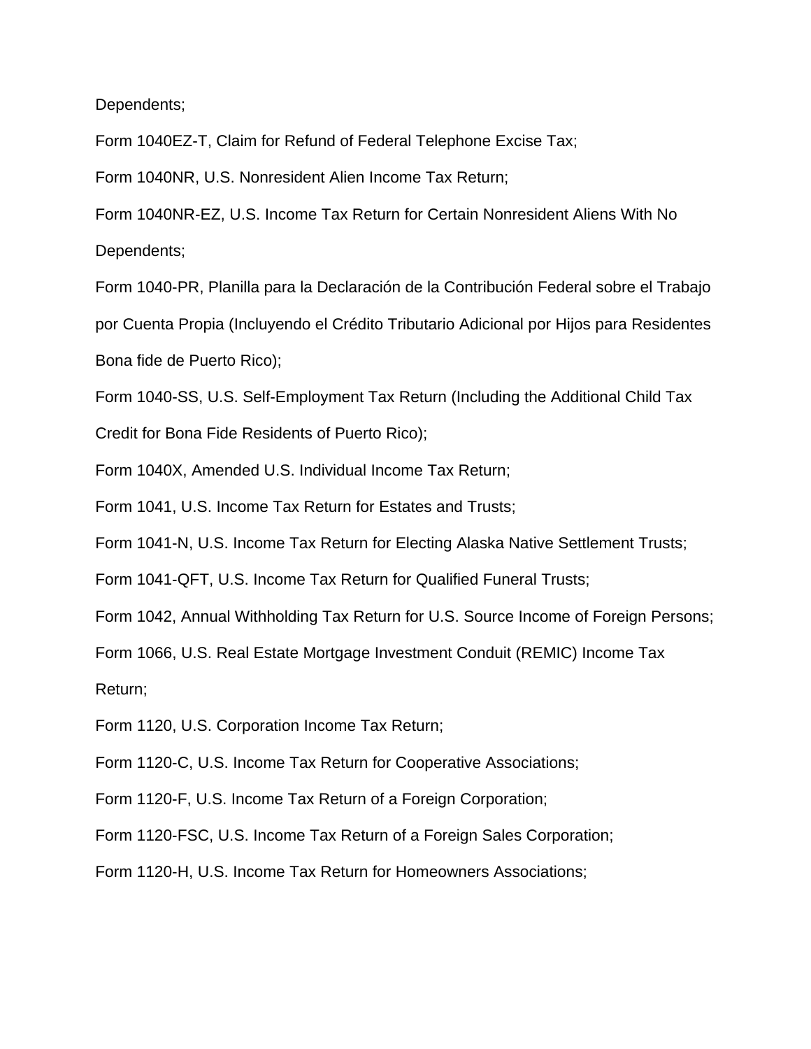Dependents;

Form 1040EZ-T, Claim for Refund of Federal Telephone Excise Tax;

Form 1040NR, U.S. Nonresident Alien Income Tax Return;

Form 1040NR-EZ, U.S. Income Tax Return for Certain Nonresident Aliens With No Dependents;

Form 1040-PR, Planilla para la Declaración de la Contribución Federal sobre el Trabajo por Cuenta Propia (Incluyendo el Crédito Tributario Adicional por Hijos para Residentes Bona fide de Puerto Rico);

Form 1040-SS, U.S. Self-Employment Tax Return (Including the Additional Child Tax Credit for Bona Fide Residents of Puerto Rico);

Form 1040X, Amended U.S. Individual Income Tax Return;

Form 1041, U.S. Income Tax Return for Estates and Trusts;

Form 1041-N, U.S. Income Tax Return for Electing Alaska Native Settlement Trusts;

Form 1041-QFT, U.S. Income Tax Return for Qualified Funeral Trusts;

Form 1042, Annual Withholding Tax Return for U.S. Source Income of Foreign Persons;

Form 1066, U.S. Real Estate Mortgage Investment Conduit (REMIC) Income Tax Return;

Form 1120, U.S. Corporation Income Tax Return;

Form 1120-C, U.S. Income Tax Return for Cooperative Associations;

Form 1120-F, U.S. Income Tax Return of a Foreign Corporation;

Form 1120-FSC, U.S. Income Tax Return of a Foreign Sales Corporation;

Form 1120-H, U.S. Income Tax Return for Homeowners Associations;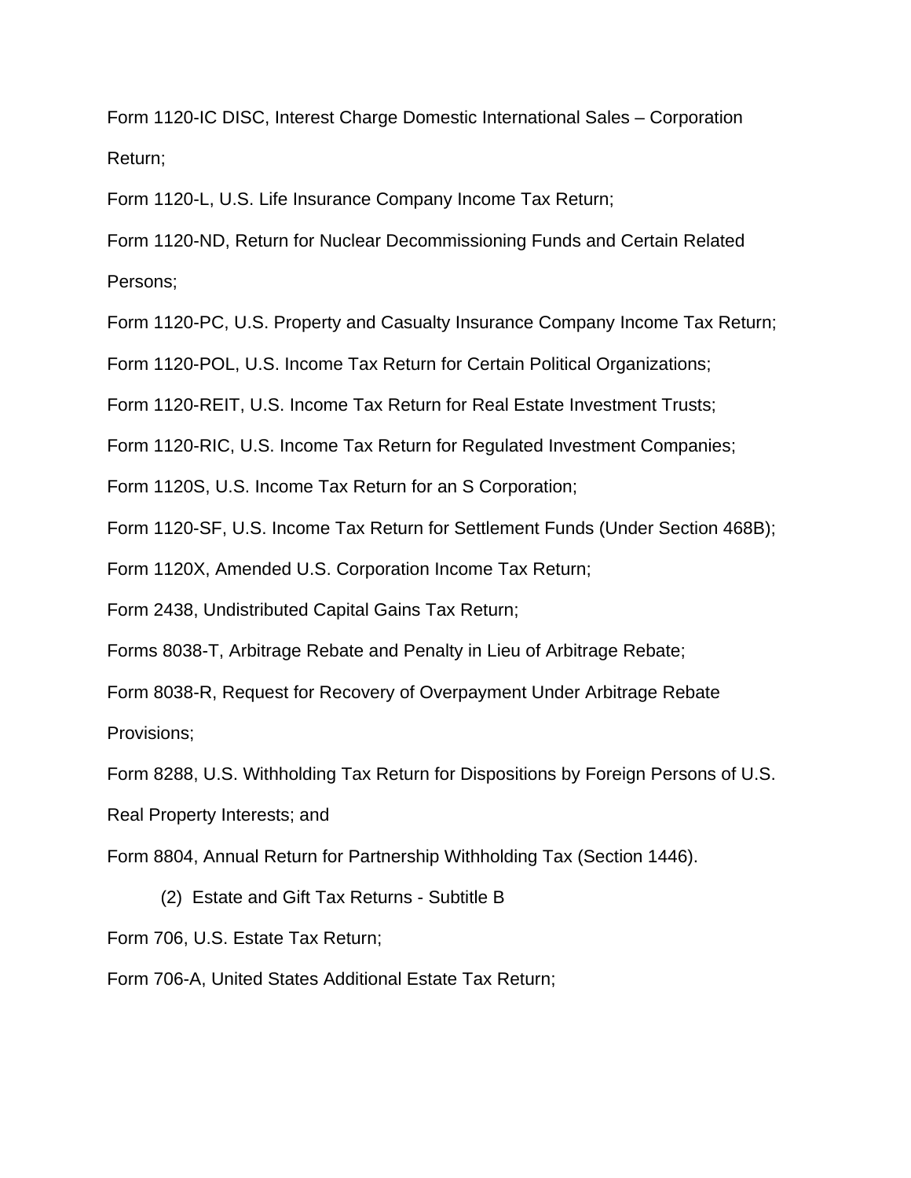Form 1120-IC DISC, Interest Charge Domestic International Sales – Corporation Return;

Form 1120-L, U.S. Life Insurance Company Income Tax Return;

Form 1120-ND, Return for Nuclear Decommissioning Funds and Certain Related Persons;

Form 1120-PC, U.S. Property and Casualty Insurance Company Income Tax Return;

Form 1120-POL, U.S. Income Tax Return for Certain Political Organizations;

Form 1120-REIT, U.S. Income Tax Return for Real Estate Investment Trusts;

Form 1120-RIC, U.S. Income Tax Return for Regulated Investment Companies;

Form 1120S, U.S. Income Tax Return for an S Corporation;

Form 1120-SF, U.S. Income Tax Return for Settlement Funds (Under Section 468B);

Form 1120X, Amended U.S. Corporation Income Tax Return;

Form 2438, Undistributed Capital Gains Tax Return;

Forms 8038-T, Arbitrage Rebate and Penalty in Lieu of Arbitrage Rebate;

Form 8038-R, Request for Recovery of Overpayment Under Arbitrage Rebate Provisions;

Form 8288, U.S. Withholding Tax Return for Dispositions by Foreign Persons of U.S. Real Property Interests; and

Form 8804, Annual Return for Partnership Withholding Tax (Section 1446).

(2) Estate and Gift Tax Returns - Subtitle B

Form 706, U.S. Estate Tax Return;

Form 706-A, United States Additional Estate Tax Return;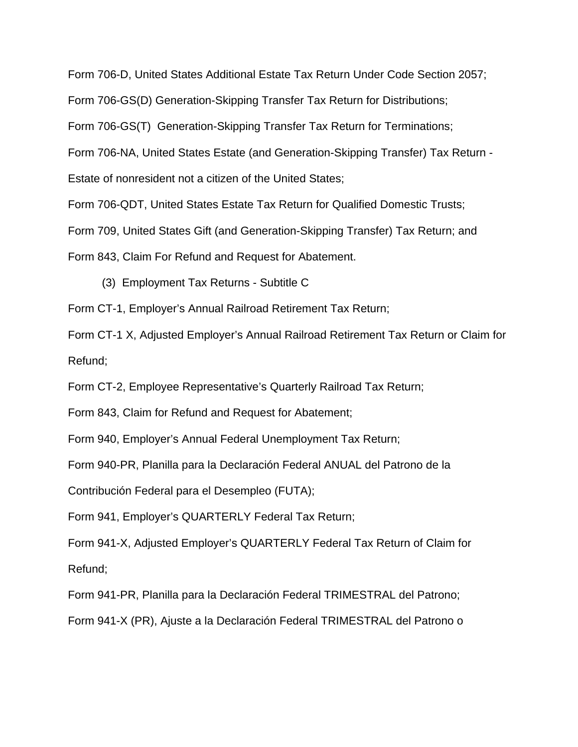Form 706-D, United States Additional Estate Tax Return Under Code Section 2057;

Form 706-GS(D) Generation-Skipping Transfer Tax Return for Distributions;

Form 706-GS(T) Generation-Skipping Transfer Tax Return for Terminations;

Form 706-NA, United States Estate (and Generation-Skipping Transfer) Tax Return - Estate of nonresident not a citizen of the United States;

Form 706-QDT, United States Estate Tax Return for Qualified Domestic Trusts;

Form 709, United States Gift (and Generation-Skipping Transfer) Tax Return; and

Form 843, Claim For Refund and Request for Abatement.

(3) Employment Tax Returns - Subtitle C

Form CT-1, Employer's Annual Railroad Retirement Tax Return;

Form CT-1 X, Adjusted Employer's Annual Railroad Retirement Tax Return or Claim for Refund;

Form CT-2, Employee Representative's Quarterly Railroad Tax Return;

Form 843, Claim for Refund and Request for Abatement;

Form 940, Employer's Annual Federal Unemployment Tax Return;

Form 940-PR, Planilla para la Declaración Federal ANUAL del Patrono de la Contribución Federal para el Desempleo (FUTA);

Form 941, Employer's QUARTERLY Federal Tax Return;

Form 941-X, Adjusted Employer's QUARTERLY Federal Tax Return of Claim for Refund;

Form 941-PR, Planilla para la Declaración Federal TRIMESTRAL del Patrono;

Form 941-X (PR), Ajuste a la Declaración Federal TRIMESTRAL del Patrono o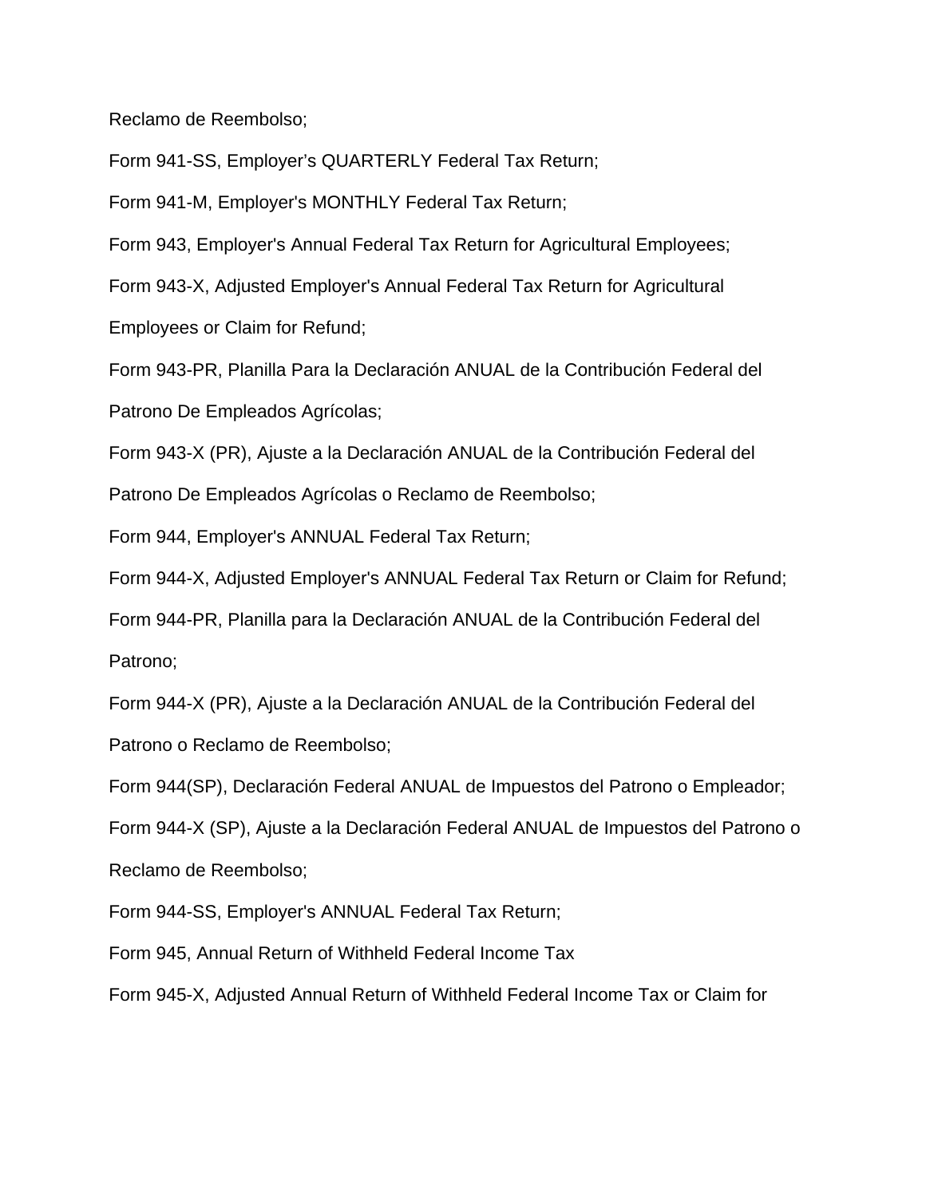Reclamo de Reembolso;

Form 941-SS, Employer’s QUARTERLY Federal Tax Return;

Form 941-M, Employer's MONTHLY Federal Tax Return;

Form 943, Employer's Annual Federal Tax Return for Agricultural Employees;

Form 943-X, Adjusted Employer's Annual Federal Tax Return for Agricultural Employees or Claim for Refund;

Form 943-PR, Planilla Para la Declaración ANUAL de la Contribución Federal del Patrono De Empleados Agrícolas;

Form 943-X (PR), Ajuste a la Declaración ANUAL de la Contribución Federal del Patrono De Empleados Agrícolas o Reclamo de Reembolso;

Form 944, Employer's ANNUAL Federal Tax Return;

Form 944-X, Adjusted Employer's ANNUAL Federal Tax Return or Claim for Refund;

Form 944-PR, Planilla para la Declaración ANUAL de la Contribución Federal del Patrono;

Form 944-X (PR), Ajuste a la Declaración ANUAL de la Contribución Federal del Patrono o Reclamo de Reembolso;

Form 944(SP), Declaración Federal ANUAL de Impuestos del Patrono o Empleador;

Form 944-X (SP), Ajuste a la Declaración Federal ANUAL de Impuestos del Patrono o Reclamo de Reembolso;

Form 944-SS, Employer's ANNUAL Federal Tax Return;

Form 945, Annual Return of Withheld Federal Income Tax

Form 945-X, Adjusted Annual Return of Withheld Federal Income Tax or Claim for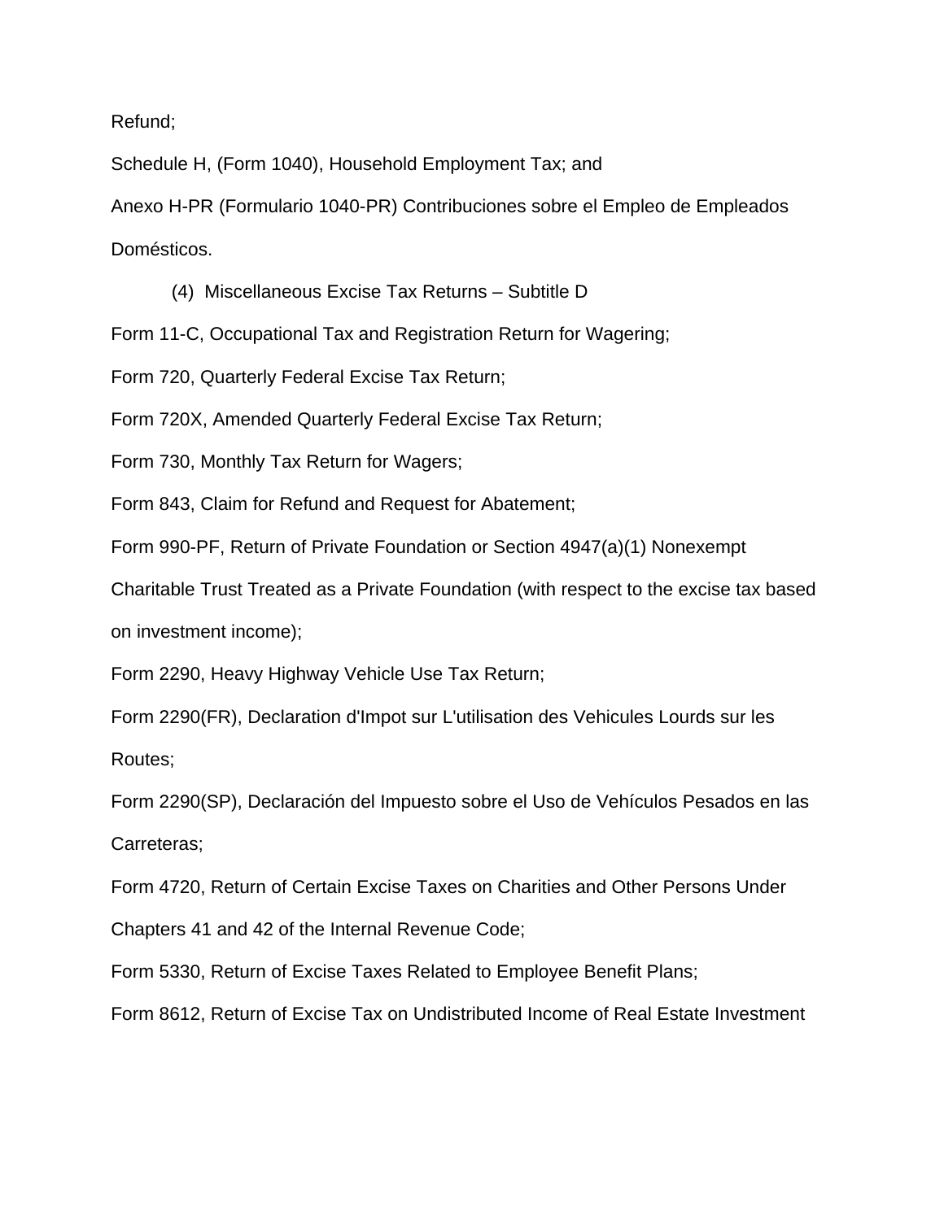Refund;

Schedule H, (Form 1040), Household Employment Tax; and

Anexo H-PR (Formulario 1040-PR) Contribuciones sobre el Empleo de Empleados Domésticos.

(4) Miscellaneous Excise Tax Returns – Subtitle D

Form 11-C, Occupational Tax and Registration Return for Wagering;

Form 720, Quarterly Federal Excise Tax Return;

Form 720X, Amended Quarterly Federal Excise Tax Return;

Form 730, Monthly Tax Return for Wagers;

Form 843, Claim for Refund and Request for Abatement;

Form 990-PF, Return of Private Foundation or Section 4947(a)(1) Nonexempt Charitable Trust Treated as a Private Foundation (with respect to the excise tax based on investment income);

Form 2290, Heavy Highway Vehicle Use Tax Return;

Form 2290(FR), Declaration d'Impot sur L'utilisation des Vehicules Lourds sur les Routes;

Form 2290(SP), Declaración del Impuesto sobre el Uso de Vehículos Pesados en las Carreteras;

Form 4720, Return of Certain Excise Taxes on Charities and Other Persons Under Chapters 41 and 42 of the Internal Revenue Code;

Form 5330, Return of Excise Taxes Related to Employee Benefit Plans;

Form 8612, Return of Excise Tax on Undistributed Income of Real Estate Investment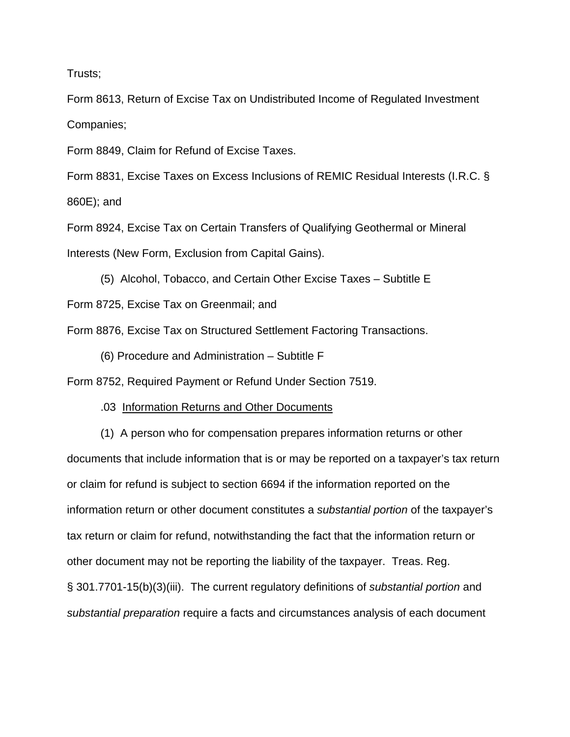Trusts;

Form 8613, Return of Excise Tax on Undistributed Income of Regulated Investment Companies;

Form 8849, Claim for Refund of Excise Taxes.

Form 8831, Excise Taxes on Excess Inclusions of REMIC Residual Interests (I.R.C. § 860E); and

Form 8924, Excise Tax on Certain Transfers of Qualifying Geothermal or Mineral Interests (New Form, Exclusion from Capital Gains).

(5) Alcohol, Tobacco, and Certain Other Excise Taxes – Subtitle E

Form 8725, Excise Tax on Greenmail; and

Form 8876, Excise Tax on Structured Settlement Factoring Transactions.

(6) Procedure and Administration – Subtitle F

Form 8752, Required Payment or Refund Under Section 7519.

.03 <u>Information Returns and Other Documents</u>

(1) A person who for compensation prepares information returns or other documents that include information that is or may be reported on a taxpayer's tax return or claim for refund is subject to section 6694 if the information reported on the information return or other document constitutes a *substantial portion* of the taxpayer's tax return or claim for refund, notwithstanding the fact that the information return or other document may not be reporting the liability of the taxpayer. Treas. Reg. § 301.7701-15(b)(3)(iii). The current regulatory definitions of *substantial portion* and *substantial preparation* require a facts and circumstances analysis of each document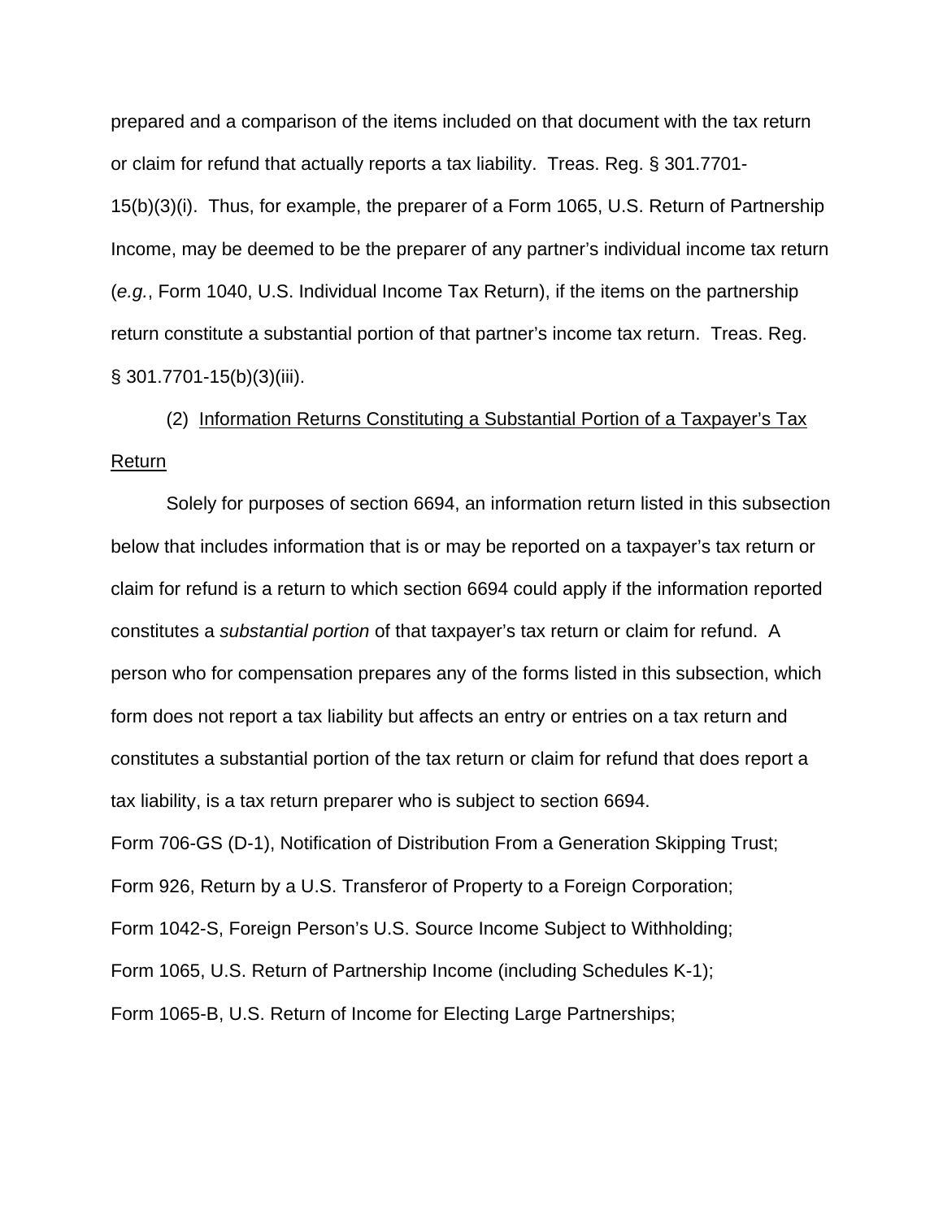prepared and a comparison of the items included on that document with the tax return or claim for refund that actually reports a tax liability. Treas. Reg. § 301.7701-15(b)(3)(i). Thus, for example, the preparer of a Form 1065, U.S. Return of Partnership Income, may be deemed to be the preparer of any partner's individual income tax return (*e.g.*, Form 1040, U.S. Individual Income Tax Return), if the items on the partnership return constitute a substantial portion of that partner's income tax return. Treas. Reg. § 301.7701-15(b)(3)(iii).

(2) <u>Information Returns Constituting a Substantial Portion of a Taxpayer's Tax Return</u>

Solely for purposes of section 6694, an information return listed in this subsection below that includes information that is or may be reported on a taxpayer's tax return or claim for refund is a return to which section 6694 could apply if the information reported constitutes a *substantial portion* of that taxpayer's tax return or claim for refund. A person who for compensation prepares any of the forms listed in this subsection, which form does not report a tax liability but affects an entry or entries on a tax return and constitutes a substantial portion of the tax return or claim for refund that does report a tax liability, is a tax return preparer who is subject to section 6694.

Form 706-GS (D-1), Notification of Distribution From a Generation Skipping Trust;
Form 926, Return by a U.S. Transferor of Property to a Foreign Corporation;
Form 1042-S, Foreign Person's U.S. Source Income Subject to Withholding;
Form 1065, U.S. Return of Partnership Income (including Schedules K-1);
Form 1065-B, U.S. Return of Income for Electing Large Partnerships;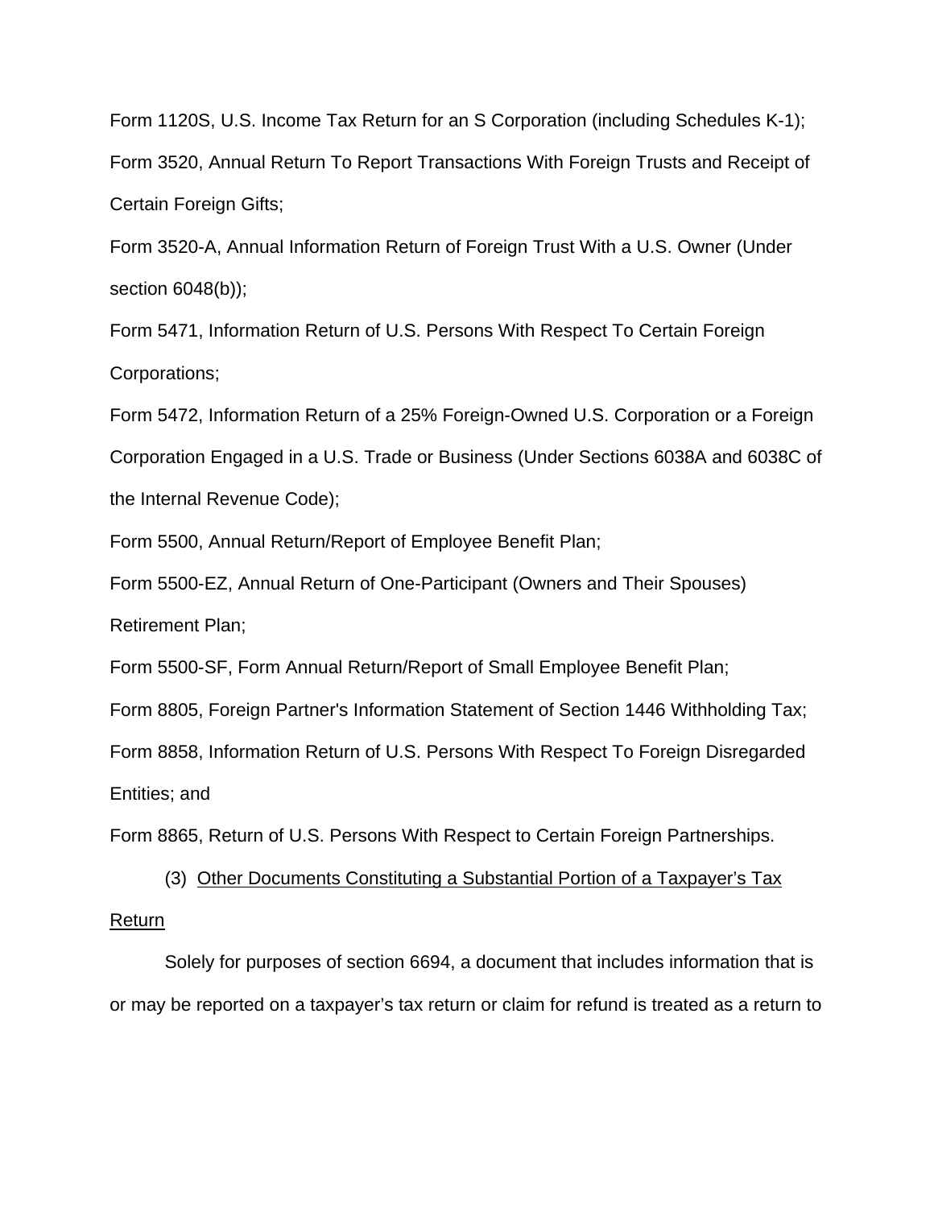Form 1120S, U.S. Income Tax Return for an S Corporation (including Schedules K-1);

Form 3520, Annual Return To Report Transactions With Foreign Trusts and Receipt of Certain Foreign Gifts;

Form 3520-A, Annual Information Return of Foreign Trust With a U.S. Owner (Under section 6048(b));

Form 5471, Information Return of U.S. Persons With Respect To Certain Foreign Corporations;

Form 5472, Information Return of a 25% Foreign-Owned U.S. Corporation or a Foreign Corporation Engaged in a U.S. Trade or Business (Under Sections 6038A and 6038C of the Internal Revenue Code);

Form 5500, Annual Return/Report of Employee Benefit Plan;

Form 5500-EZ, Annual Return of One-Participant (Owners and Their Spouses) Retirement Plan;

Form 5500-SF, Form Annual Return/Report of Small Employee Benefit Plan;

Form 8805, Foreign Partner's Information Statement of Section 1446 Withholding Tax;

Form 8858, Information Return of U.S. Persons With Respect To Foreign Disregarded Entities; and

Form 8865, Return of U.S. Persons With Respect to Certain Foreign Partnerships.

(3) Other Documents Constituting a Substantial Portion of a Taxpayer's Tax Return

Solely for purposes of section 6694, a document that includes information that is or may be reported on a taxpayer's tax return or claim for refund is treated as a return to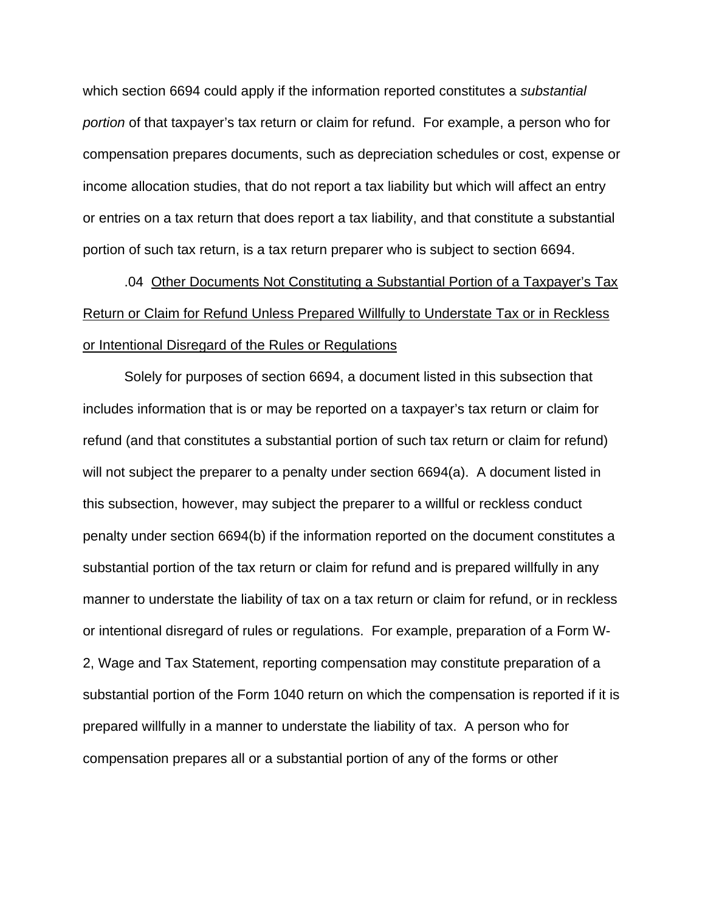which section 6694 could apply if the information reported constitutes a *substantial portion* of that taxpayer's tax return or claim for refund. For example, a person who for compensation prepares documents, such as depreciation schedules or cost, expense or income allocation studies, that do not report a tax liability but which will affect an entry or entries on a tax return that does report a tax liability, and that constitute a substantial portion of such tax return, is a tax return preparer who is subject to section 6694.

.04 Other Documents Not Constituting a Substantial Portion of a Taxpayer's Tax Return or Claim for Refund Unless Prepared Willfully to Understate Tax or in Reckless or Intentional Disregard of the Rules or Regulations

Solely for purposes of section 6694, a document listed in this subsection that includes information that is or may be reported on a taxpayer's tax return or claim for refund (and that constitutes a substantial portion of such tax return or claim for refund) will not subject the preparer to a penalty under section 6694(a). A document listed in this subsection, however, may subject the preparer to a willful or reckless conduct penalty under section 6694(b) if the information reported on the document constitutes a substantial portion of the tax return or claim for refund and is prepared willfully in any manner to understate the liability of tax on a tax return or claim for refund, or in reckless or intentional disregard of rules or regulations. For example, preparation of a Form W-2, Wage and Tax Statement, reporting compensation may constitute preparation of a substantial portion of the Form 1040 return on which the compensation is reported if it is prepared willfully in a manner to understate the liability of tax. A person who for compensation prepares all or a substantial portion of any of the forms or other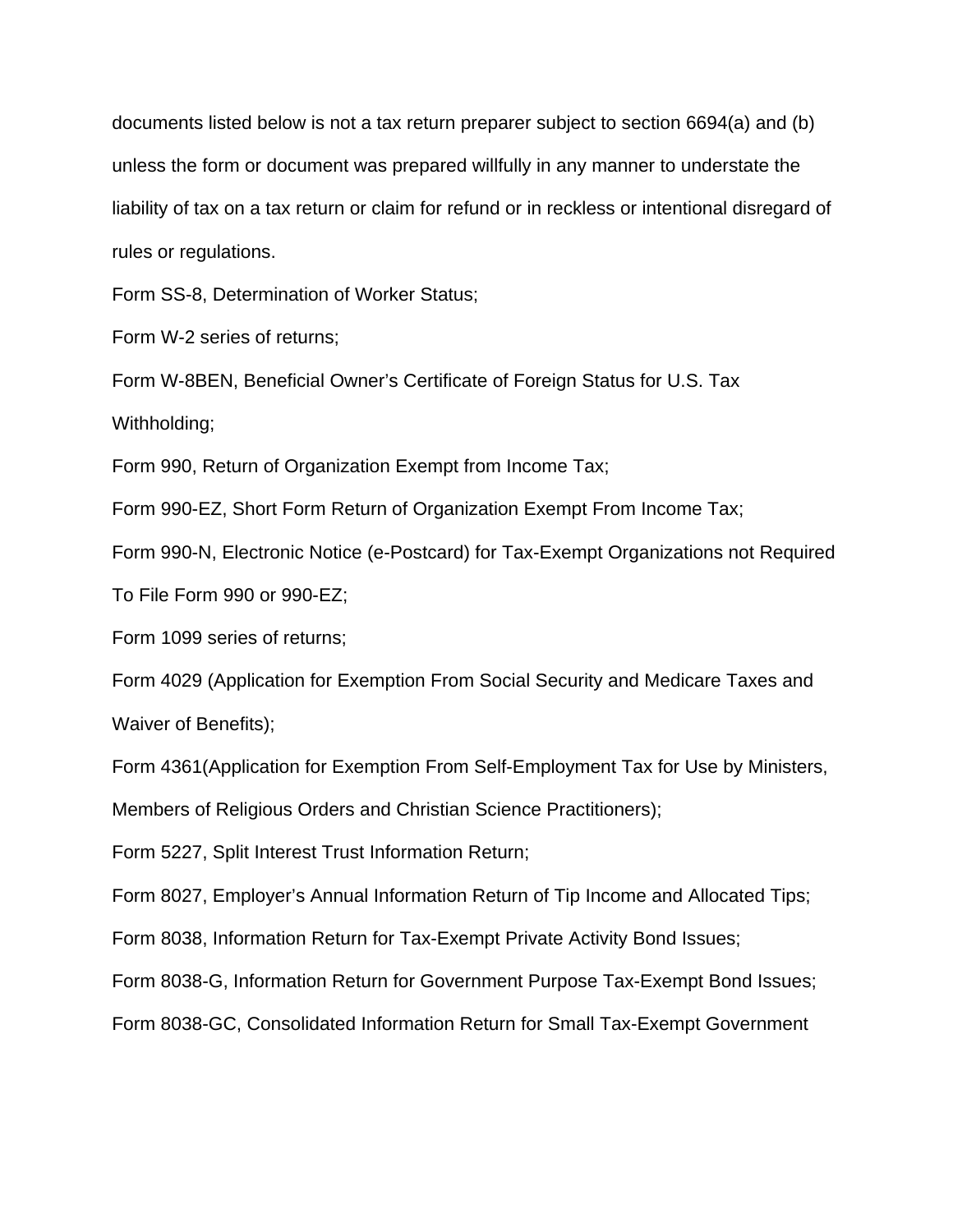documents listed below is not a tax return preparer subject to section 6694(a) and (b) unless the form or document was prepared willfully in any manner to understate the liability of tax on a tax return or claim for refund or in reckless or intentional disregard of rules or regulations.

Form SS-8, Determination of Worker Status;

Form W-2 series of returns;

Form W-8BEN, Beneficial Owner's Certificate of Foreign Status for U.S. Tax Withholding;

Form 990, Return of Organization Exempt from Income Tax;

Form 990-EZ, Short Form Return of Organization Exempt From Income Tax;

Form 990-N, Electronic Notice (e-Postcard) for Tax-Exempt Organizations not Required To File Form 990 or 990-EZ;

Form 1099 series of returns;

Form 4029 (Application for Exemption From Social Security and Medicare Taxes and Waiver of Benefits);

Form 4361(Application for Exemption From Self-Employment Tax for Use by Ministers, Members of Religious Orders and Christian Science Practitioners);

Form 5227, Split Interest Trust Information Return;

Form 8027, Employer's Annual Information Return of Tip Income and Allocated Tips;

Form 8038, Information Return for Tax-Exempt Private Activity Bond Issues;

Form 8038-G, Information Return for Government Purpose Tax-Exempt Bond Issues;

Form 8038-GC, Consolidated Information Return for Small Tax-Exempt Government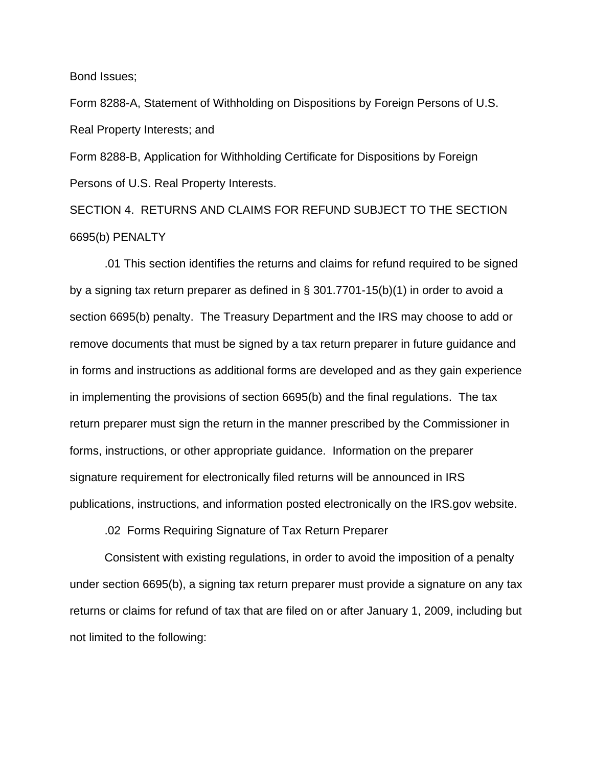Bond Issues;

Form 8288-A, Statement of Withholding on Dispositions by Foreign Persons of U.S. Real Property Interests; and

Form 8288-B, Application for Withholding Certificate for Dispositions by Foreign Persons of U.S. Real Property Interests.

## SECTION 4. RETURNS AND CLAIMS FOR REFUND SUBJECT TO THE SECTION 6695(b) PENALTY

.01 This section identifies the returns and claims for refund required to be signed by a signing tax return preparer as defined in § 301.7701-15(b)(1) in order to avoid a section 6695(b) penalty. The Treasury Department and the IRS may choose to add or remove documents that must be signed by a tax return preparer in future guidance and in forms and instructions as additional forms are developed and as they gain experience in implementing the provisions of section 6695(b) and the final regulations. The tax return preparer must sign the return in the manner prescribed by the Commissioner in forms, instructions, or other appropriate guidance. Information on the preparer signature requirement for electronically filed returns will be announced in IRS publications, instructions, and information posted electronically on the IRS.gov website.

.02 Forms Requiring Signature of Tax Return Preparer

Consistent with existing regulations, in order to avoid the imposition of a penalty under section 6695(b), a signing tax return preparer must provide a signature on any tax returns or claims for refund of tax that are filed on or after January 1, 2009, including but not limited to the following: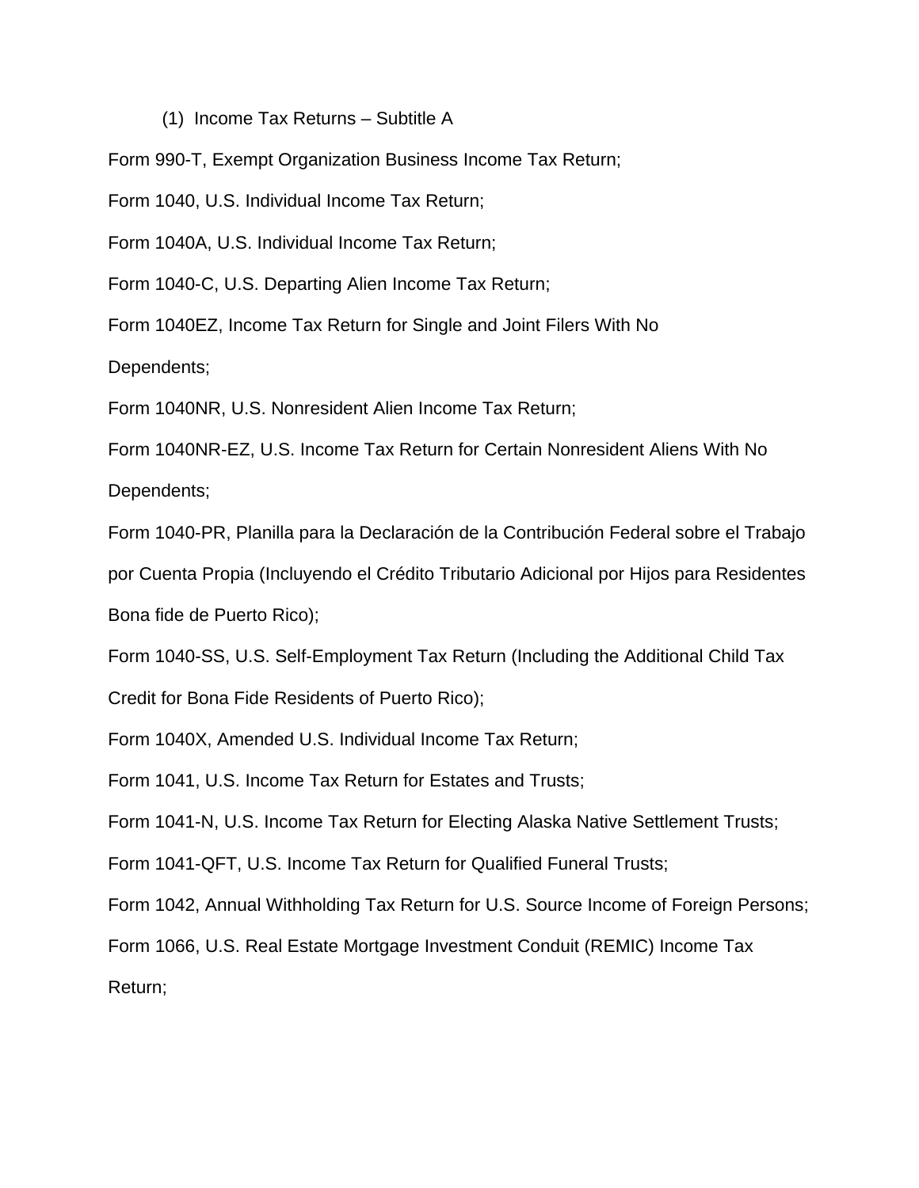(1) Income Tax Returns – Subtitle A

Form 990-T, Exempt Organization Business Income Tax Return;

Form 1040, U.S. Individual Income Tax Return;

Form 1040A, U.S. Individual Income Tax Return;

Form 1040-C, U.S. Departing Alien Income Tax Return;

Form 1040EZ, Income Tax Return for Single and Joint Filers With No Dependents;

Form 1040NR, U.S. Nonresident Alien Income Tax Return;

Form 1040NR-EZ, U.S. Income Tax Return for Certain Nonresident Aliens With No Dependents;

Form 1040-PR, Planilla para la Declaración de la Contribución Federal sobre el Trabajo por Cuenta Propia (Incluyendo el Crédito Tributario Adicional por Hijos para Residentes Bona fide de Puerto Rico);

Form 1040-SS, U.S. Self-Employment Tax Return (Including the Additional Child Tax Credit for Bona Fide Residents of Puerto Rico);

Form 1040X, Amended U.S. Individual Income Tax Return;

Form 1041, U.S. Income Tax Return for Estates and Trusts;

Form 1041-N, U.S. Income Tax Return for Electing Alaska Native Settlement Trusts;

Form 1041-QFT, U.S. Income Tax Return for Qualified Funeral Trusts;

Form 1042, Annual Withholding Tax Return for U.S. Source Income of Foreign Persons;

Form 1066, U.S. Real Estate Mortgage Investment Conduit (REMIC) Income Tax Return;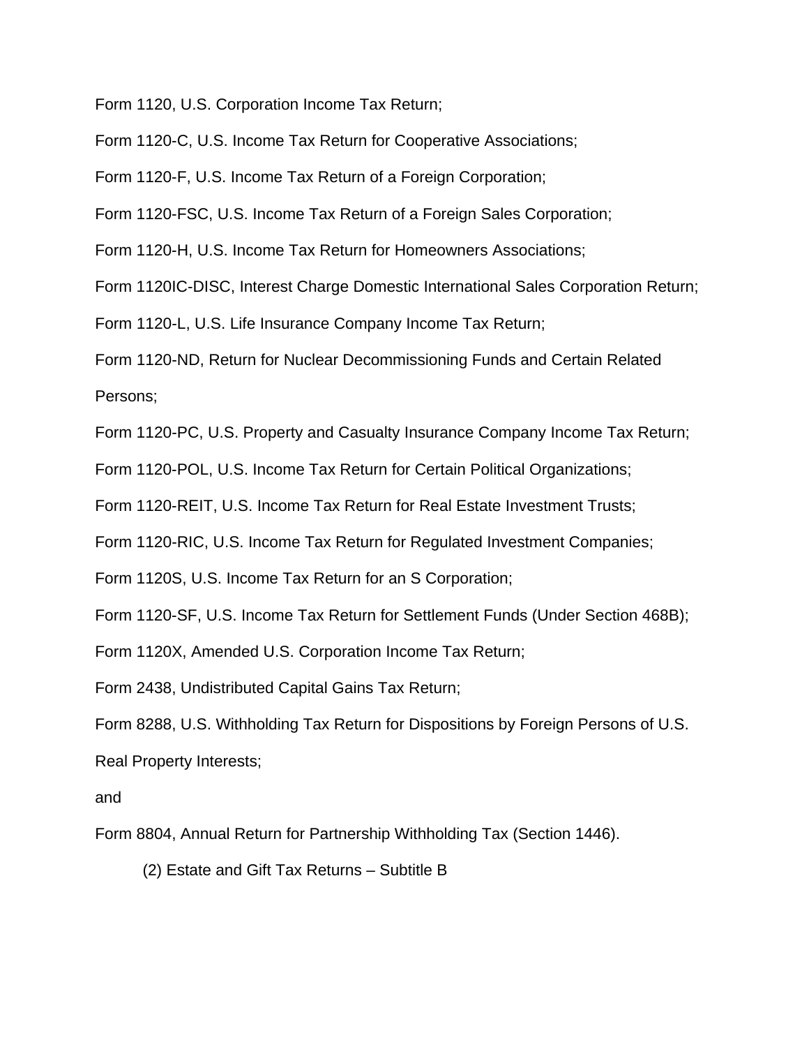Form 1120, U.S. Corporation Income Tax Return;

Form 1120-C, U.S. Income Tax Return for Cooperative Associations;

Form 1120-F, U.S. Income Tax Return of a Foreign Corporation;

Form 1120-FSC, U.S. Income Tax Return of a Foreign Sales Corporation;

Form 1120-H, U.S. Income Tax Return for Homeowners Associations;

Form 1120IC-DISC, Interest Charge Domestic International Sales Corporation Return;

Form 1120-L, U.S. Life Insurance Company Income Tax Return;

Form 1120-ND, Return for Nuclear Decommissioning Funds and Certain Related Persons;

Form 1120-PC, U.S. Property and Casualty Insurance Company Income Tax Return;

Form 1120-POL, U.S. Income Tax Return for Certain Political Organizations;

Form 1120-REIT, U.S. Income Tax Return for Real Estate Investment Trusts;

Form 1120-RIC, U.S. Income Tax Return for Regulated Investment Companies;

Form 1120S, U.S. Income Tax Return for an S Corporation;

Form 1120-SF, U.S. Income Tax Return for Settlement Funds (Under Section 468B);

Form 1120X, Amended U.S. Corporation Income Tax Return;

Form 2438, Undistributed Capital Gains Tax Return;

Form 8288, U.S. Withholding Tax Return for Dispositions by Foreign Persons of U.S. Real Property Interests;

and

Form 8804, Annual Return for Partnership Withholding Tax (Section 1446).

(2) Estate and Gift Tax Returns – Subtitle B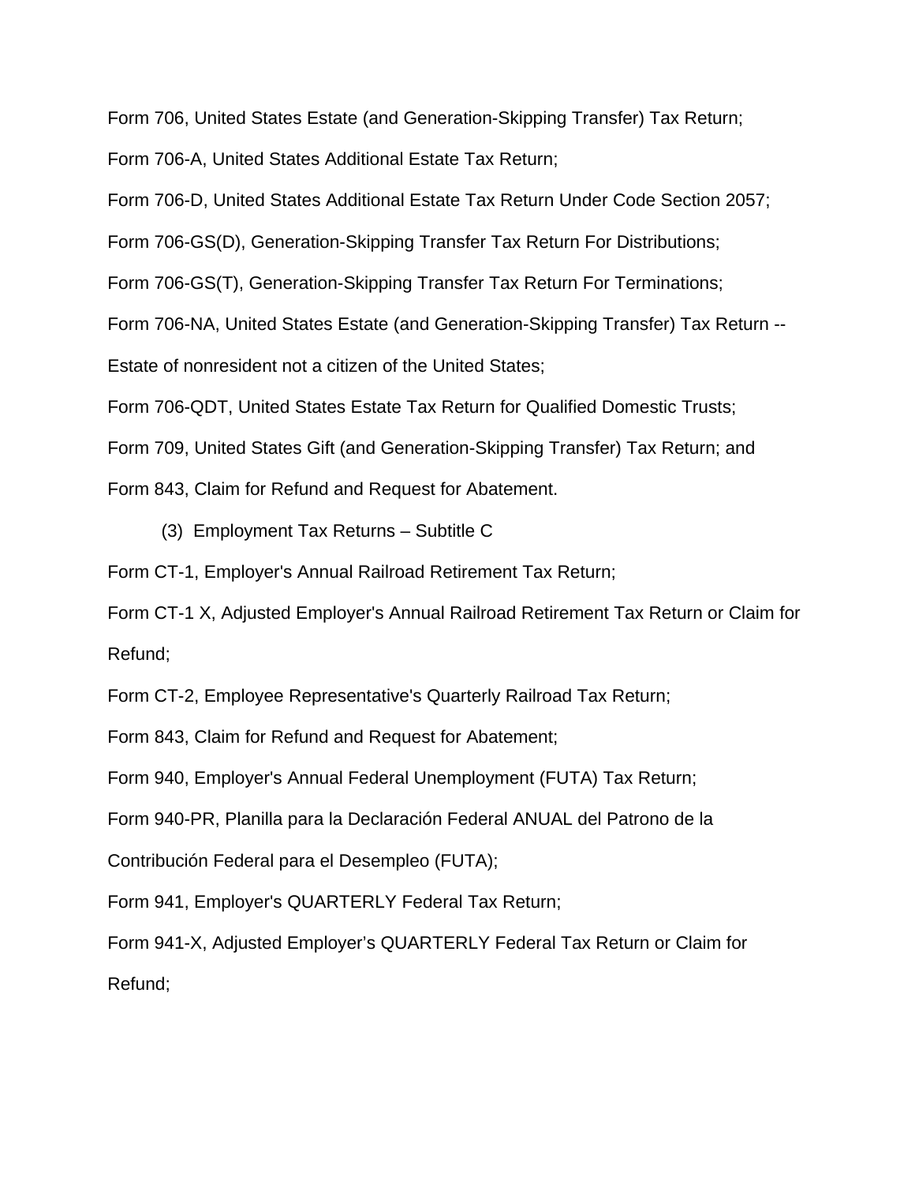Form 706, United States Estate (and Generation-Skipping Transfer) Tax Return;

Form 706-A, United States Additional Estate Tax Return;

Form 706-D, United States Additional Estate Tax Return Under Code Section 2057;

Form 706-GS(D), Generation-Skipping Transfer Tax Return For Distributions;

Form 706-GS(T), Generation-Skipping Transfer Tax Return For Terminations;

Form 706-NA, United States Estate (and Generation-Skipping Transfer) Tax Return -- Estate of nonresident not a citizen of the United States;

Form 706-QDT, United States Estate Tax Return for Qualified Domestic Trusts;

Form 709, United States Gift (and Generation-Skipping Transfer) Tax Return; and

Form 843, Claim for Refund and Request for Abatement.

(3) Employment Tax Returns – Subtitle C

Form CT-1, Employer's Annual Railroad Retirement Tax Return;

Form CT-1 X, Adjusted Employer's Annual Railroad Retirement Tax Return or Claim for Refund;

Form CT-2, Employee Representative's Quarterly Railroad Tax Return;

Form 843, Claim for Refund and Request for Abatement;

Form 940, Employer's Annual Federal Unemployment (FUTA) Tax Return;

Form 940-PR, Planilla para la Declaración Federal ANUAL del Patrono de la Contribución Federal para el Desempleo (FUTA);

Form 941, Employer's QUARTERLY Federal Tax Return;

Form 941-X, Adjusted Employer's QUARTERLY Federal Tax Return or Claim for Refund;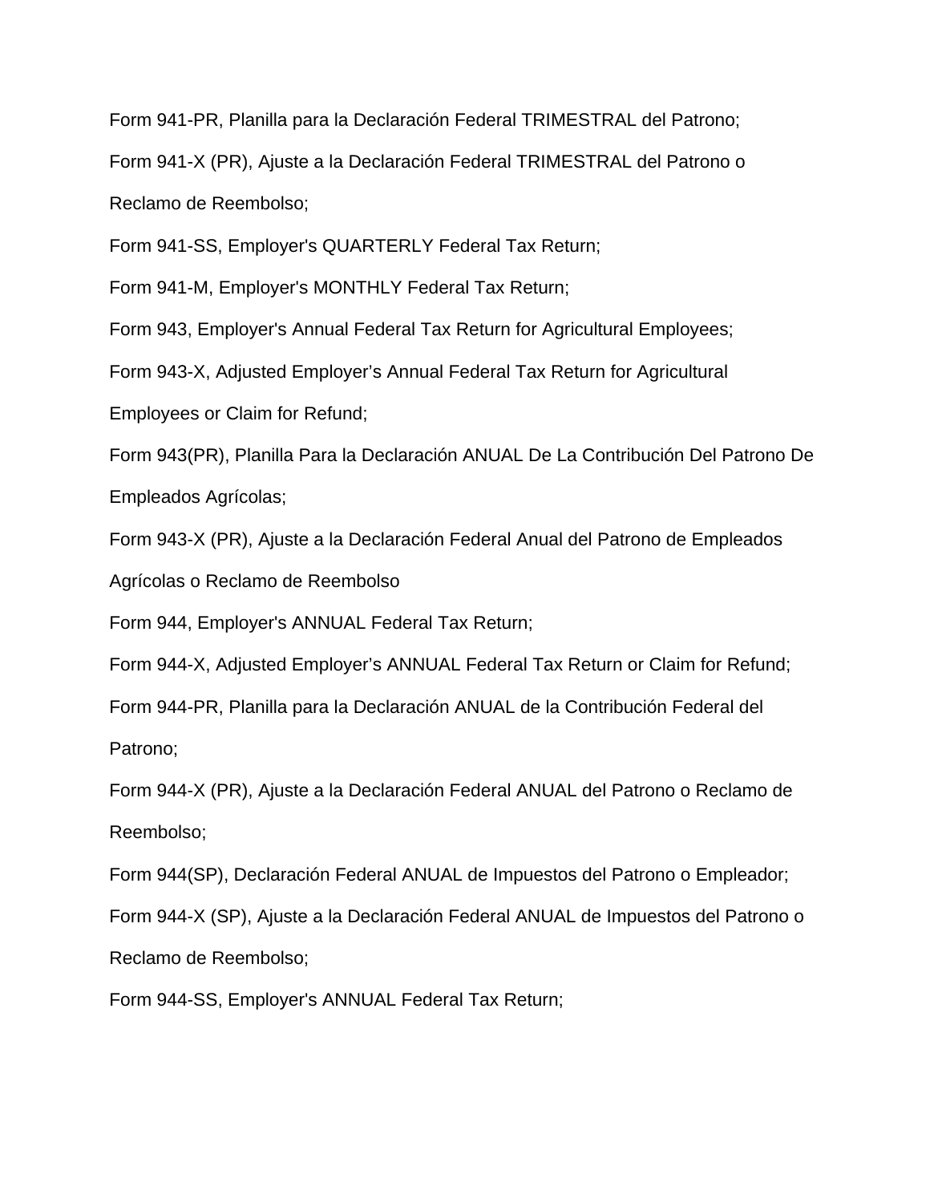Form 941-PR, Planilla para la Declaración Federal TRIMESTRAL del Patrono;

Form 941-X (PR), Ajuste a la Declaración Federal TRIMESTRAL del Patrono o Reclamo de Reembolso;

Form 941-SS, Employer's QUARTERLY Federal Tax Return;

Form 941-M, Employer's MONTHLY Federal Tax Return;

Form 943, Employer's Annual Federal Tax Return for Agricultural Employees;

Form 943-X, Adjusted Employer’s Annual Federal Tax Return for Agricultural Employees or Claim for Refund;

Form 943(PR), Planilla Para la Declaración ANUAL De La Contribución Del Patrono De Empleados Agrícolas;

Form 943-X (PR), Ajuste a la Declaración Federal Anual del Patrono de Empleados Agrícolas o Reclamo de Reembolso

Form 944, Employer's ANNUAL Federal Tax Return;

Form 944-X, Adjusted Employer’s ANNUAL Federal Tax Return or Claim for Refund;

Form 944-PR, Planilla para la Declaración ANUAL de la Contribución Federal del Patrono;

Form 944-X (PR), Ajuste a la Declaración Federal ANUAL del Patrono o Reclamo de Reembolso;

Form 944(SP), Declaración Federal ANUAL de Impuestos del Patrono o Empleador;

Form 944-X (SP), Ajuste a la Declaración Federal ANUAL de Impuestos del Patrono o Reclamo de Reembolso;

Form 944-SS, Employer's ANNUAL Federal Tax Return;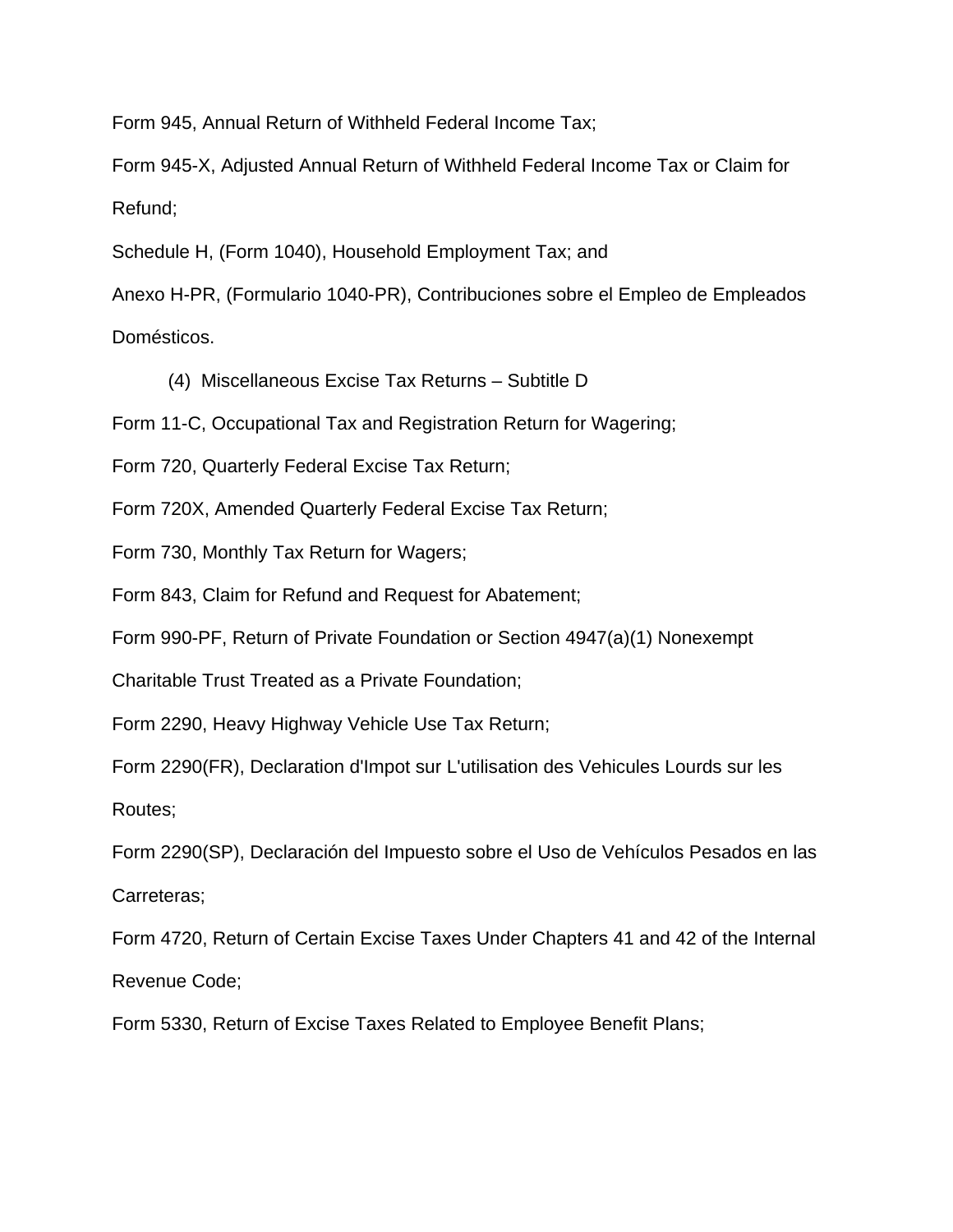Form 945, Annual Return of Withheld Federal Income Tax;

Form 945-X, Adjusted Annual Return of Withheld Federal Income Tax or Claim for Refund;

Schedule H, (Form 1040), Household Employment Tax; and

Anexo H-PR, (Formulario 1040-PR), Contribuciones sobre el Empleo de Empleados Domésticos.

(4) Miscellaneous Excise Tax Returns – Subtitle D

Form 11-C, Occupational Tax and Registration Return for Wagering;

Form 720, Quarterly Federal Excise Tax Return;

Form 720X, Amended Quarterly Federal Excise Tax Return;

Form 730, Monthly Tax Return for Wagers;

Form 843, Claim for Refund and Request for Abatement;

Form 990-PF, Return of Private Foundation or Section 4947(a)(1) Nonexempt Charitable Trust Treated as a Private Foundation;

Form 2290, Heavy Highway Vehicle Use Tax Return;

Form 2290(FR), Declaration d'Impot sur L'utilisation des Vehicules Lourds sur les Routes;

Form 2290(SP), Declaración del Impuesto sobre el Uso de Vehículos Pesados en las Carreteras;

Form 4720, Return of Certain Excise Taxes Under Chapters 41 and 42 of the Internal Revenue Code;

Form 5330, Return of Excise Taxes Related to Employee Benefit Plans;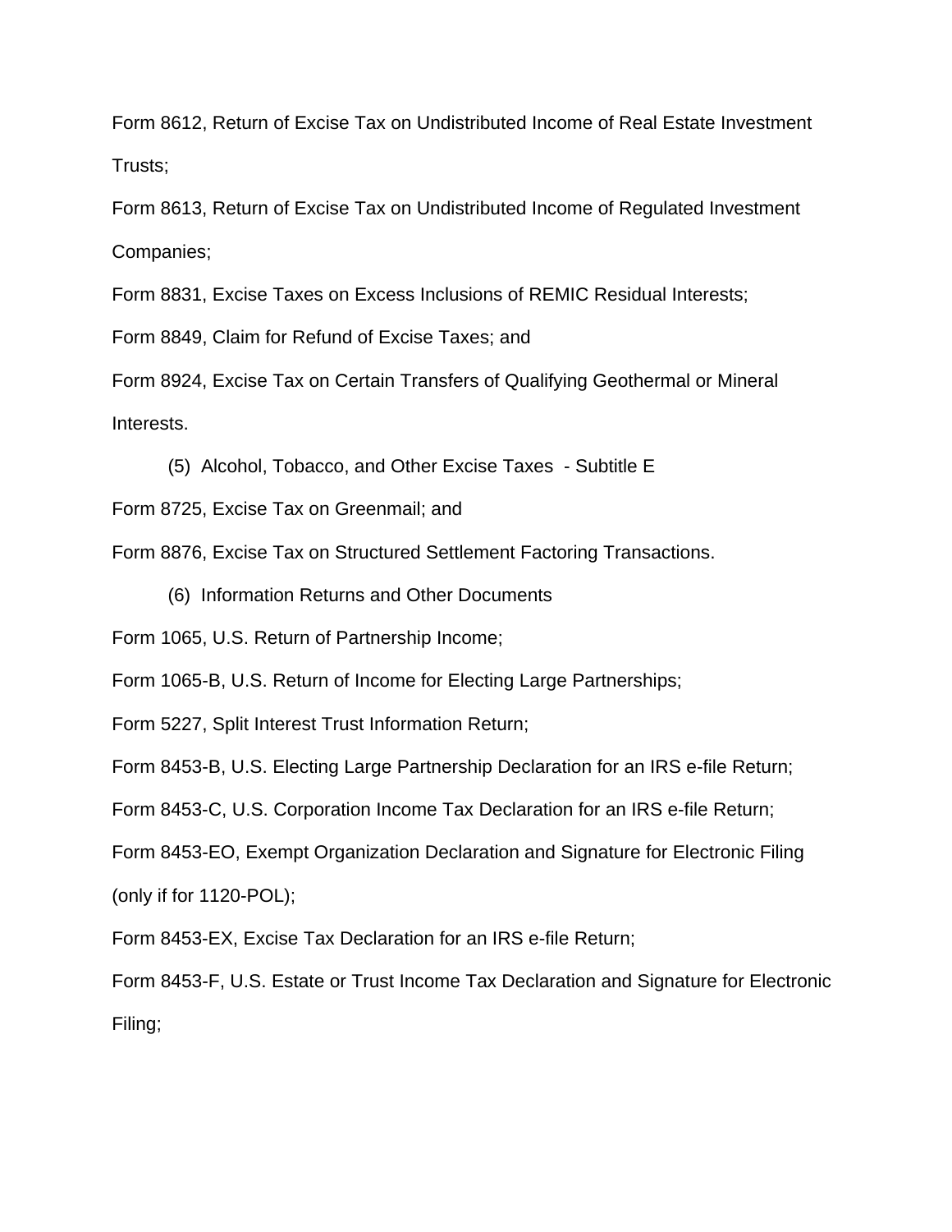Form 8612, Return of Excise Tax on Undistributed Income of Real Estate Investment Trusts;

Form 8613, Return of Excise Tax on Undistributed Income of Regulated Investment Companies;

Form 8831, Excise Taxes on Excess Inclusions of REMIC Residual Interests;

Form 8849, Claim for Refund of Excise Taxes; and

Form 8924, Excise Tax on Certain Transfers of Qualifying Geothermal or Mineral Interests.

(5) Alcohol, Tobacco, and Other Excise Taxes - Subtitle E

Form 8725, Excise Tax on Greenmail; and

Form 8876, Excise Tax on Structured Settlement Factoring Transactions.

(6) Information Returns and Other Documents

Form 1065, U.S. Return of Partnership Income;

Form 1065-B, U.S. Return of Income for Electing Large Partnerships;

Form 5227, Split Interest Trust Information Return;

Form 8453-B, U.S. Electing Large Partnership Declaration for an IRS e-file Return;

Form 8453-C, U.S. Corporation Income Tax Declaration for an IRS e-file Return;

Form 8453-EO, Exempt Organization Declaration and Signature for Electronic Filing (only if for 1120-POL);

Form 8453-EX, Excise Tax Declaration for an IRS e-file Return;

Form 8453-F, U.S. Estate or Trust Income Tax Declaration and Signature for Electronic Filing;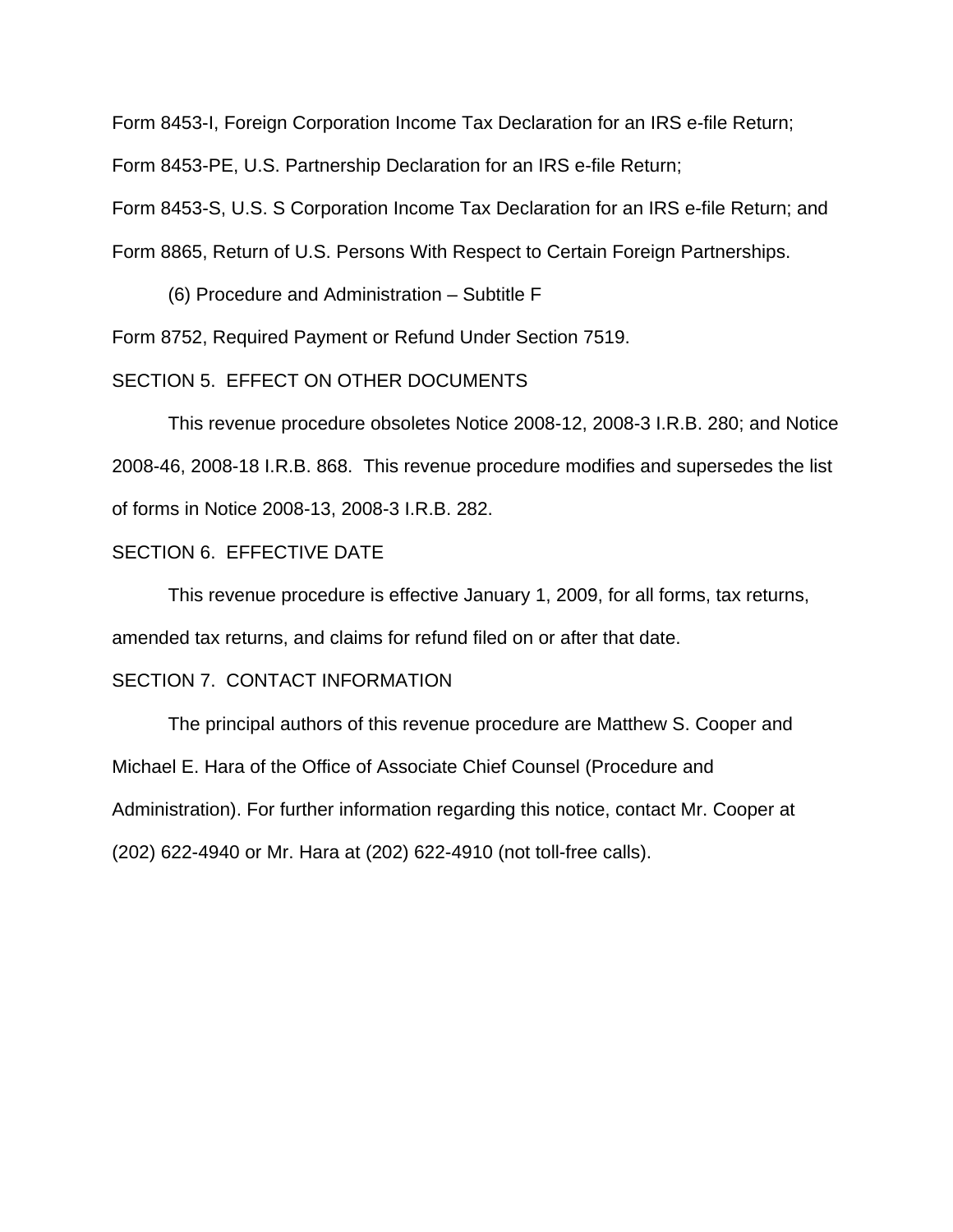Form 8453-I, Foreign Corporation Income Tax Declaration for an IRS e-file Return;

Form 8453-PE, U.S. Partnership Declaration for an IRS e-file Return;

Form 8453-S, U.S. S Corporation Income Tax Declaration for an IRS e-file Return; and

Form 8865, Return of U.S. Persons With Respect to Certain Foreign Partnerships.

(6) Procedure and Administration – Subtitle F

Form 8752, Required Payment or Refund Under Section 7519.

## SECTION 5. EFFECT ON OTHER DOCUMENTS

This revenue procedure obsoletes Notice 2008-12, 2008-3 I.R.B. 280; and Notice 2008-46, 2008-18 I.R.B. 868. This revenue procedure modifies and supersedes the list of forms in Notice 2008-13, 2008-3 I.R.B. 282.

## SECTION 6. EFFECTIVE DATE

This revenue procedure is effective January 1, 2009, for all forms, tax returns, amended tax returns, and claims for refund filed on or after that date.

## SECTION 7. CONTACT INFORMATION

The principal authors of this revenue procedure are Matthew S. Cooper and Michael E. Hara of the Office of Associate Chief Counsel (Procedure and Administration). For further information regarding this notice, contact Mr. Cooper at (202) 622-4940 or Mr. Hara at (202) 622-4910 (not toll-free calls).